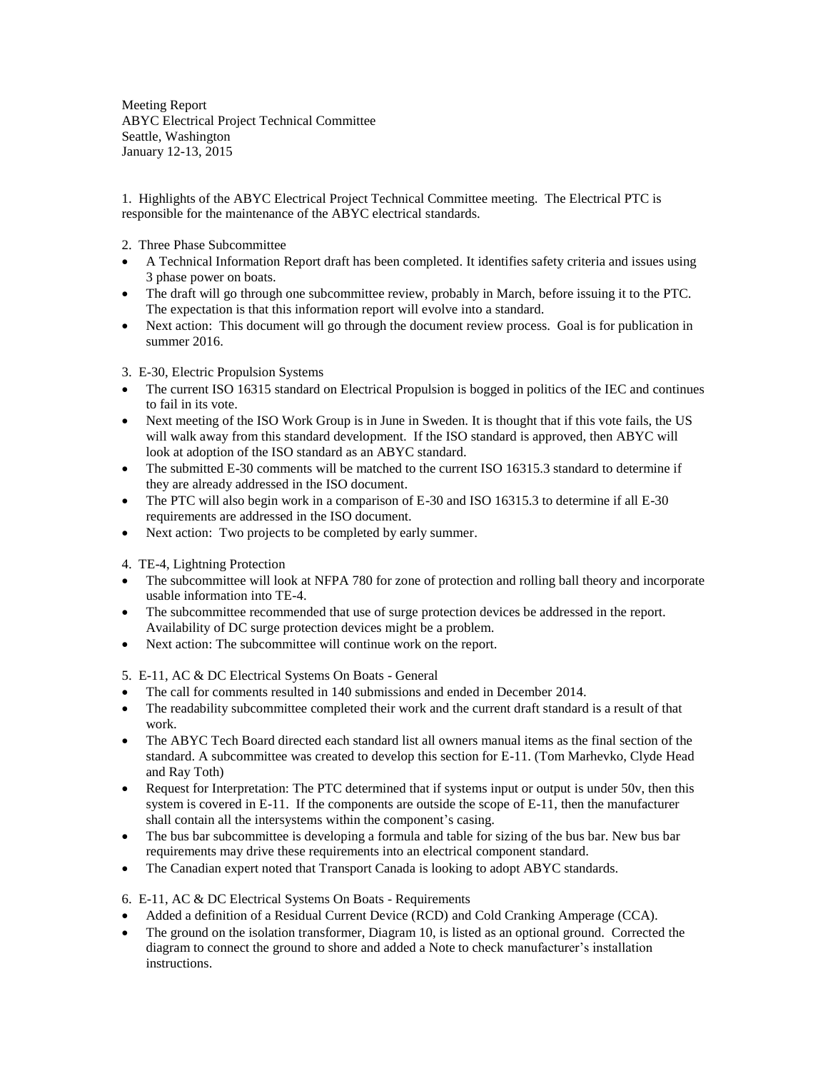Meeting Report
ABYC Electrical Project Technical Committee
Seattle, Washington
January 12-13, 2015

1. Highlights of the ABYC Electrical Project Technical Committee meeting. The Electrical PTC is responsible for the maintenance of the ABYC electrical standards.

2. Three Phase Subcommittee

- A Technical Information Report draft has been completed. It identifies safety criteria and issues using 3 phase power on boats.
- The draft will go through one subcommittee review, probably in March, before issuing it to the PTC. The expectation is that this information report will evolve into a standard.
- Next action: This document will go through the document review process. Goal is for publication in summer 2016.

3. E-30, Electric Propulsion Systems

- The current ISO 16315 standard on Electrical Propulsion is bogged in politics of the IEC and continues to fail in its vote.
- Next meeting of the ISO Work Group is in June in Sweden. It is thought that if this vote fails, the US will walk away from this standard development. If the ISO standard is approved, then ABYC will look at adoption of the ISO standard as an ABYC standard.
- The submitted E-30 comments will be matched to the current ISO 16315.3 standard to determine if they are already addressed in the ISO document.
- The PTC will also begin work in a comparison of E-30 and ISO 16315.3 to determine if all E-30 requirements are addressed in the ISO document.
- Next action: Two projects to be completed by early summer.

4. TE-4, Lightning Protection

- The subcommittee will look at NFPA 780 for zone of protection and rolling ball theory and incorporate usable information into TE-4.
- The subcommittee recommended that use of surge protection devices be addressed in the report. Availability of DC surge protection devices might be a problem.
- Next action: The subcommittee will continue work on the report.

5. E-11, AC & DC Electrical Systems On Boats - General

- The call for comments resulted in 140 submissions and ended in December 2014.
- The readability subcommittee completed their work and the current draft standard is a result of that work.
- The ABYC Tech Board directed each standard list all owners manual items as the final section of the standard. A subcommittee was created to develop this section for E-11. (Tom Marhevko, Clyde Head and Ray Toth)
- Request for Interpretation: The PTC determined that if systems input or output is under 50v, then this system is covered in E-11. If the components are outside the scope of E-11, then the manufacturer shall contain all the intersystems within the component's casing.
- The bus bar subcommittee is developing a formula and table for sizing of the bus bar. New bus bar requirements may drive these requirements into an electrical component standard.
- The Canadian expert noted that Transport Canada is looking to adopt ABYC standards.

6. E-11, AC & DC Electrical Systems On Boats - Requirements

- Added a definition of a Residual Current Device (RCD) and Cold Cranking Amperage (CCA).
- The ground on the isolation transformer, Diagram 10, is listed as an optional ground. Corrected the diagram to connect the ground to shore and added a Note to check manufacturer's installation instructions.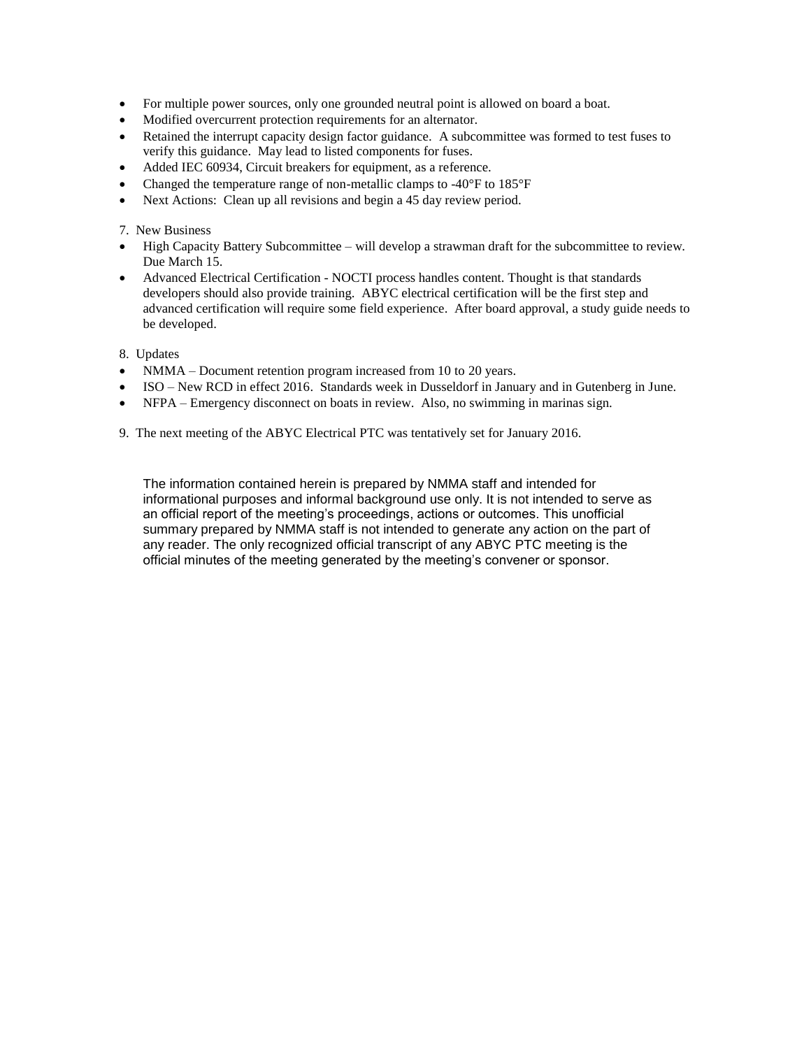- For multiple power sources, only one grounded neutral point is allowed on board a boat.
- Modified overcurrent protection requirements for an alternator.
- Retained the interrupt capacity design factor guidance. A subcommittee was formed to test fuses to verify this guidance. May lead to listed components for fuses.
- Added IEC 60934, Circuit breakers for equipment, as a reference.
- Changed the temperature range of non-metallic clamps to -40°F to 185°F
- Next Actions: Clean up all revisions and begin a 45 day review period.

7. New Business

- High Capacity Battery Subcommittee – will develop a strawman draft for the subcommittee to review. Due March 15.
- Advanced Electrical Certification - NOCTI process handles content. Thought is that standards developers should also provide training. ABYC electrical certification will be the first step and advanced certification will require some field experience. After board approval, a study guide needs to be developed.

8. Updates

- NMMA – Document retention program increased from 10 to 20 years.
- ISO – New RCD in effect 2016. Standards week in Dusseldorf in January and in Gutenberg in June.
- NFPA – Emergency disconnect on boats in review. Also, no swimming in marinas sign.

9. The next meeting of the ABYC Electrical PTC was tentatively set for January 2016.

The information contained herein is prepared by NMMA staff and intended for informational purposes and informal background use only. It is not intended to serve as an official report of the meeting's proceedings, actions or outcomes. This unofficial summary prepared by NMMA staff is not intended to generate any action on the part of any reader. The only recognized official transcript of any ABYC PTC meeting is the official minutes of the meeting generated by the meeting's convener or sponsor.